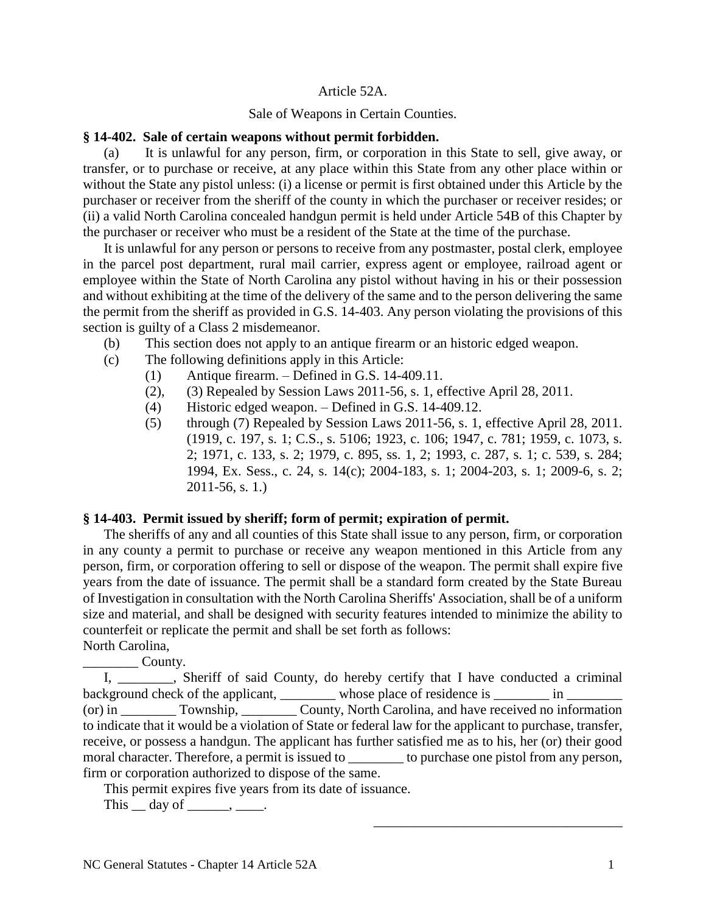Article 52A.

Sale of Weapons in Certain Counties.

**§ 14-402. Sale of certain weapons without permit forbidden.**

(a) It is unlawful for any person, firm, or corporation in this State to sell, give away, or transfer, or to purchase or receive, at any place within this State from any other place within or without the State any pistol unless: (i) a license or permit is first obtained under this Article by the purchaser or receiver from the sheriff of the county in which the purchaser or receiver resides; or (ii) a valid North Carolina concealed handgun permit is held under Article 54B of this Chapter by the purchaser or receiver who must be a resident of the State at the time of the purchase.

It is unlawful for any person or persons to receive from any postmaster, postal clerk, employee in the parcel post department, rural mail carrier, express agent or employee, railroad agent or employee within the State of North Carolina any pistol without having in his or their possession and without exhibiting at the time of the delivery of the same and to the person delivering the same the permit from the sheriff as provided in G.S. 14-403. Any person violating the provisions of this section is guilty of a Class 2 misdemeanor.

(b) This section does not apply to an antique firearm or an historic edged weapon.

(c) The following definitions apply in this Article:

(1) Antique firearm. – Defined in G.S. 14-409.11.

(2), (3) Repealed by Session Laws 2011-56, s. 1, effective April 28, 2011.

(4) Historic edged weapon. – Defined in G.S. 14-409.12.

(5) through (7) Repealed by Session Laws 2011-56, s. 1, effective April 28, 2011. (1919, c. 197, s. 1; C.S., s. 5106; 1923, c. 106; 1947, c. 781; 1959, c. 1073, s. 2; 1971, c. 133, s. 2; 1979, c. 895, ss. 1, 2; 1993, c. 287, s. 1; c. 539, s. 284; 1994, Ex. Sess., c. 24, s. 14(c); 2004-183, s. 1; 2004-203, s. 1; 2009-6, s. 2; 2011-56, s. 1.)

**§ 14-403. Permit issued by sheriff; form of permit; expiration of permit.**

The sheriffs of any and all counties of this State shall issue to any person, firm, or corporation in any county a permit to purchase or receive any weapon mentioned in this Article from any person, firm, or corporation offering to sell or dispose of the weapon. The permit shall expire five years from the date of issuance. The permit shall be a standard form created by the State Bureau of Investigation in consultation with the North Carolina Sheriffs' Association, shall be of a uniform size and material, and shall be designed with security features intended to minimize the ability to counterfeit or replicate the permit and shall be set forth as follows:

North Carolina,

________ County.

I, ________, Sheriff of said County, do hereby certify that I have conducted a criminal background check of the applicant, ________ whose place of residence is ________ in ________ (or) in ________ Township, ________ County, North Carolina, and have received no information to indicate that it would be a violation of State or federal law for the applicant to purchase, transfer, receive, or possess a handgun. The applicant has further satisfied me as to his, her (or) their good moral character. Therefore, a permit is issued to ________ to purchase one pistol from any person, firm or corporation authorized to dispose of the same.

This permit expires five years from its date of issuance.

This __ day of ______, ____.

____________________________________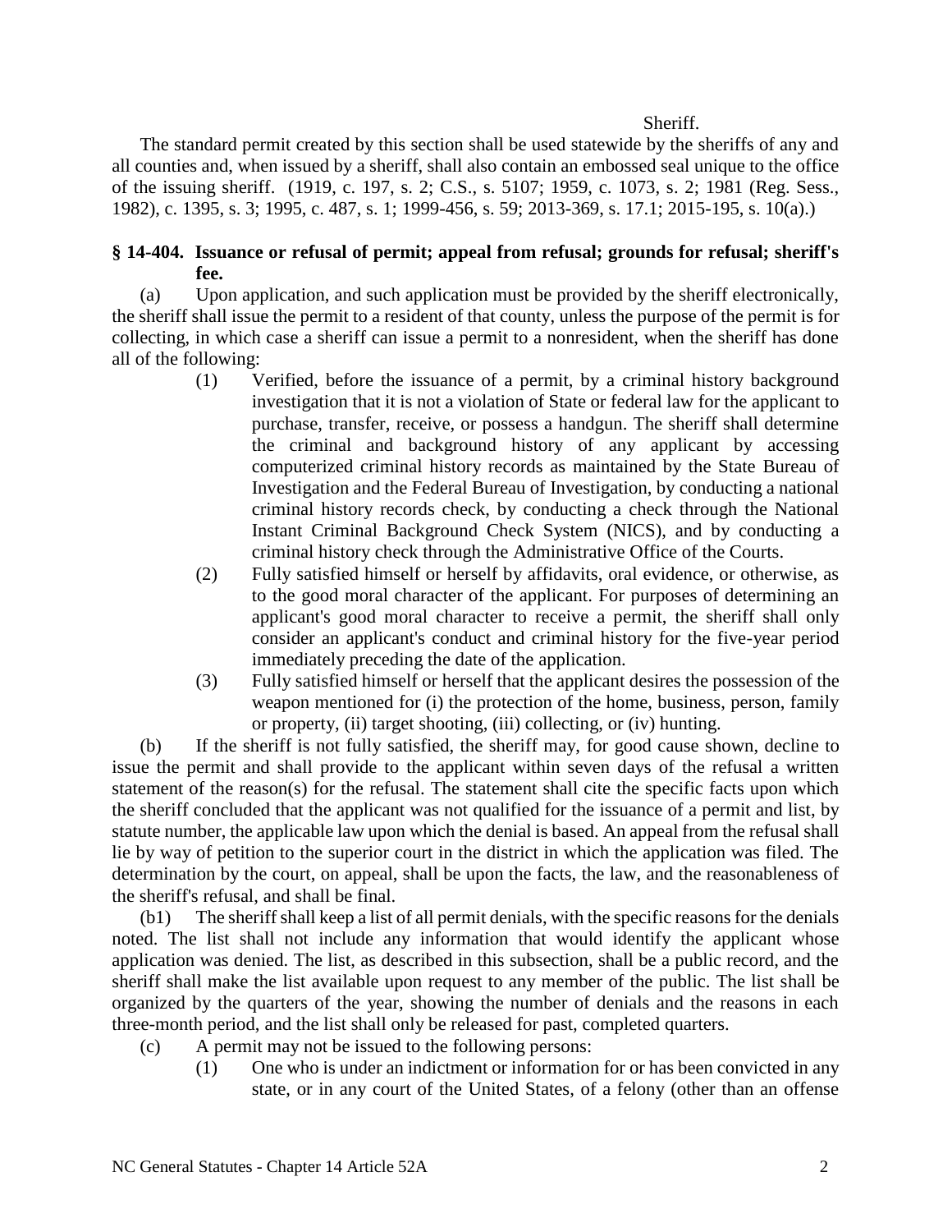Sheriff.

The standard permit created by this section shall be used statewide by the sheriffs of any and all counties and, when issued by a sheriff, shall also contain an embossed seal unique to the office of the issuing sheriff. (1919, c. 197, s. 2; C.S., s. 5107; 1959, c. 1073, s. 2; 1981 (Reg. Sess., 1982), c. 1395, s. 3; 1995, c. 487, s. 1; 1999-456, s. 59; 2013-369, s. 17.1; 2015-195, s. 10(a).)

**§ 14-404. Issuance or refusal of permit; appeal from refusal; grounds for refusal; sheriff's fee.**

(a) Upon application, and such application must be provided by the sheriff electronically, the sheriff shall issue the permit to a resident of that county, unless the purpose of the permit is for collecting, in which case a sheriff can issue a permit to a nonresident, when the sheriff has done all of the following:

(1) Verified, before the issuance of a permit, by a criminal history background investigation that it is not a violation of State or federal law for the applicant to purchase, transfer, receive, or possess a handgun. The sheriff shall determine the criminal and background history of any applicant by accessing computerized criminal history records as maintained by the State Bureau of Investigation and the Federal Bureau of Investigation, by conducting a national criminal history records check, by conducting a check through the National Instant Criminal Background Check System (NICS), and by conducting a criminal history check through the Administrative Office of the Courts.

(2) Fully satisfied himself or herself by affidavits, oral evidence, or otherwise, as to the good moral character of the applicant. For purposes of determining an applicant's good moral character to receive a permit, the sheriff shall only consider an applicant's conduct and criminal history for the five-year period immediately preceding the date of the application.

(3) Fully satisfied himself or herself that the applicant desires the possession of the weapon mentioned for (i) the protection of the home, business, person, family or property, (ii) target shooting, (iii) collecting, or (iv) hunting.

(b) If the sheriff is not fully satisfied, the sheriff may, for good cause shown, decline to issue the permit and shall provide to the applicant within seven days of the refusal a written statement of the reason(s) for the refusal. The statement shall cite the specific facts upon which the sheriff concluded that the applicant was not qualified for the issuance of a permit and list, by statute number, the applicable law upon which the denial is based. An appeal from the refusal shall lie by way of petition to the superior court in the district in which the application was filed. The determination by the court, on appeal, shall be upon the facts, the law, and the reasonableness of the sheriff's refusal, and shall be final.

(b1) The sheriff shall keep a list of all permit denials, with the specific reasons for the denials noted. The list shall not include any information that would identify the applicant whose application was denied. The list, as described in this subsection, shall be a public record, and the sheriff shall make the list available upon request to any member of the public. The list shall be organized by the quarters of the year, showing the number of denials and the reasons in each three-month period, and the list shall only be released for past, completed quarters.

(c) A permit may not be issued to the following persons:

(1) One who is under an indictment or information for or has been convicted in any state, or in any court of the United States, of a felony (other than an offense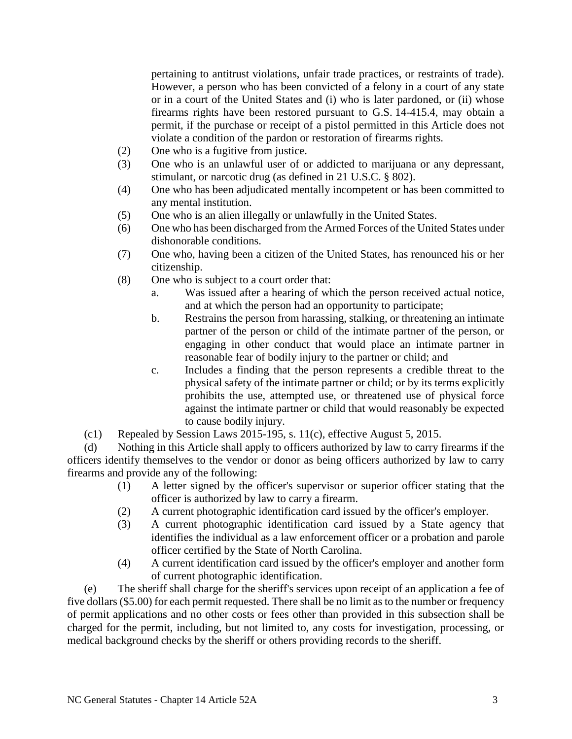pertaining to antitrust violations, unfair trade practices, or restraints of trade). However, a person who has been convicted of a felony in a court of any state or in a court of the United States and (i) who is later pardoned, or (ii) whose firearms rights have been restored pursuant to G.S. 14-415.4, may obtain a permit, if the purchase or receipt of a pistol permitted in this Article does not violate a condition of the pardon or restoration of firearms rights.

(2) One who is a fugitive from justice.

(3) One who is an unlawful user of or addicted to marijuana or any depressant, stimulant, or narcotic drug (as defined in 21 U.S.C. § 802).

(4) One who has been adjudicated mentally incompetent or has been committed to any mental institution.

(5) One who is an alien illegally or unlawfully in the United States.

(6) One who has been discharged from the Armed Forces of the United States under dishonorable conditions.

(7) One who, having been a citizen of the United States, has renounced his or her citizenship.

(8) One who is subject to a court order that:

a. Was issued after a hearing of which the person received actual notice, and at which the person had an opportunity to participate;

b. Restrains the person from harassing, stalking, or threatening an intimate partner of the person or child of the intimate partner of the person, or engaging in other conduct that would place an intimate partner in reasonable fear of bodily injury to the partner or child; and

c. Includes a finding that the person represents a credible threat to the physical safety of the intimate partner or child; or by its terms explicitly prohibits the use, attempted use, or threatened use of physical force against the intimate partner or child that would reasonably be expected to cause bodily injury.

(c1) Repealed by Session Laws 2015-195, s. 11(c), effective August 5, 2015.

(d) Nothing in this Article shall apply to officers authorized by law to carry firearms if the officers identify themselves to the vendor or donor as being officers authorized by law to carry firearms and provide any of the following:

(1) A letter signed by the officer's supervisor or superior officer stating that the officer is authorized by law to carry a firearm.

(2) A current photographic identification card issued by the officer's employer.

(3) A current photographic identification card issued by a State agency that identifies the individual as a law enforcement officer or a probation and parole officer certified by the State of North Carolina.

(4) A current identification card issued by the officer's employer and another form of current photographic identification.

(e) The sheriff shall charge for the sheriff's services upon receipt of an application a fee of five dollars ($5.00) for each permit requested. There shall be no limit as to the number or frequency of permit applications and no other costs or fees other than provided in this subsection shall be charged for the permit, including, but not limited to, any costs for investigation, processing, or medical background checks by the sheriff or others providing records to the sheriff.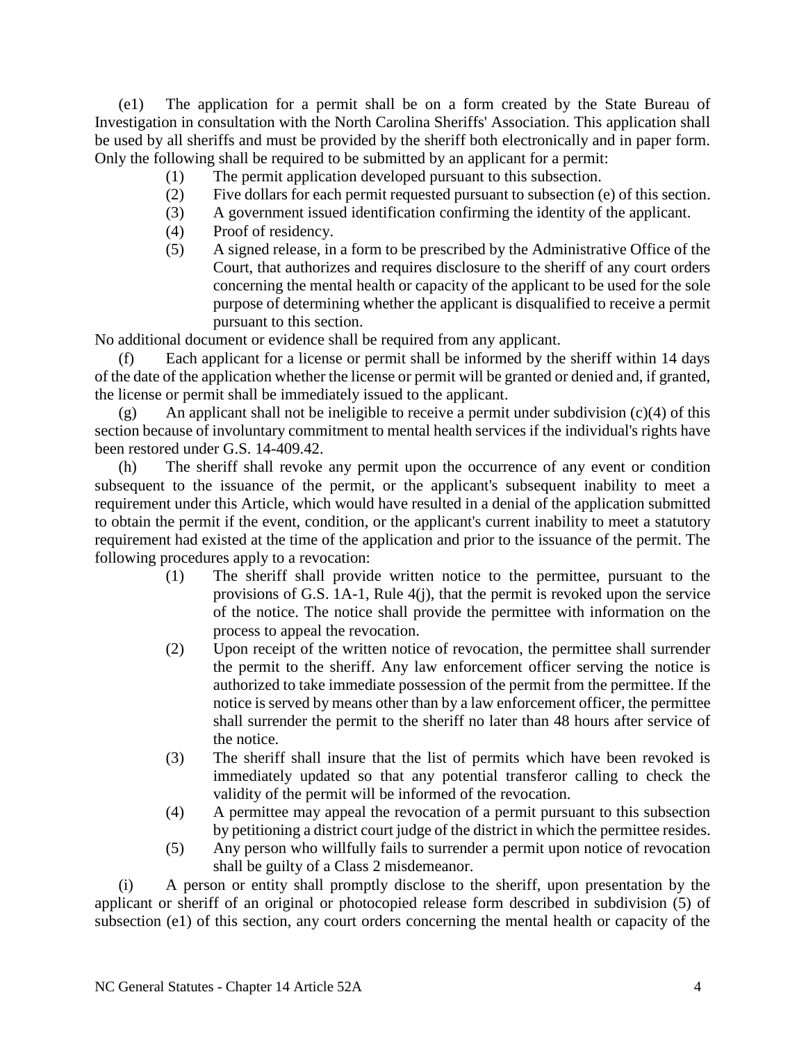(e1) The application for a permit shall be on a form created by the State Bureau of Investigation in consultation with the North Carolina Sheriffs' Association. This application shall be used by all sheriffs and must be provided by the sheriff both electronically and in paper form. Only the following shall be required to be submitted by an applicant for a permit:

(1) The permit application developed pursuant to this subsection.

(2) Five dollars for each permit requested pursuant to subsection (e) of this section.

(3) A government issued identification confirming the identity of the applicant.

(4) Proof of residency.

(5) A signed release, in a form to be prescribed by the Administrative Office of the Court, that authorizes and requires disclosure to the sheriff of any court orders concerning the mental health or capacity of the applicant to be used for the sole purpose of determining whether the applicant is disqualified to receive a permit pursuant to this section.

No additional document or evidence shall be required from any applicant.

(f) Each applicant for a license or permit shall be informed by the sheriff within 14 days of the date of the application whether the license or permit will be granted or denied and, if granted, the license or permit shall be immediately issued to the applicant.

(g) An applicant shall not be ineligible to receive a permit under subdivision (c)(4) of this section because of involuntary commitment to mental health services if the individual's rights have been restored under G.S. 14-409.42.

(h) The sheriff shall revoke any permit upon the occurrence of any event or condition subsequent to the issuance of the permit, or the applicant's subsequent inability to meet a requirement under this Article, which would have resulted in a denial of the application submitted to obtain the permit if the event, condition, or the applicant's current inability to meet a statutory requirement had existed at the time of the application and prior to the issuance of the permit. The following procedures apply to a revocation:

(1) The sheriff shall provide written notice to the permittee, pursuant to the provisions of G.S. 1A-1, Rule 4(j), that the permit is revoked upon the service of the notice. The notice shall provide the permittee with information on the process to appeal the revocation.

(2) Upon receipt of the written notice of revocation, the permittee shall surrender the permit to the sheriff. Any law enforcement officer serving the notice is authorized to take immediate possession of the permit from the permittee. If the notice is served by means other than by a law enforcement officer, the permittee shall surrender the permit to the sheriff no later than 48 hours after service of the notice.

(3) The sheriff shall insure that the list of permits which have been revoked is immediately updated so that any potential transferor calling to check the validity of the permit will be informed of the revocation.

(4) A permittee may appeal the revocation of a permit pursuant to this subsection by petitioning a district court judge of the district in which the permittee resides.

(5) Any person who willfully fails to surrender a permit upon notice of revocation shall be guilty of a Class 2 misdemeanor.

(i) A person or entity shall promptly disclose to the sheriff, upon presentation by the applicant or sheriff of an original or photocopied release form described in subdivision (5) of subsection (e1) of this section, any court orders concerning the mental health or capacity of the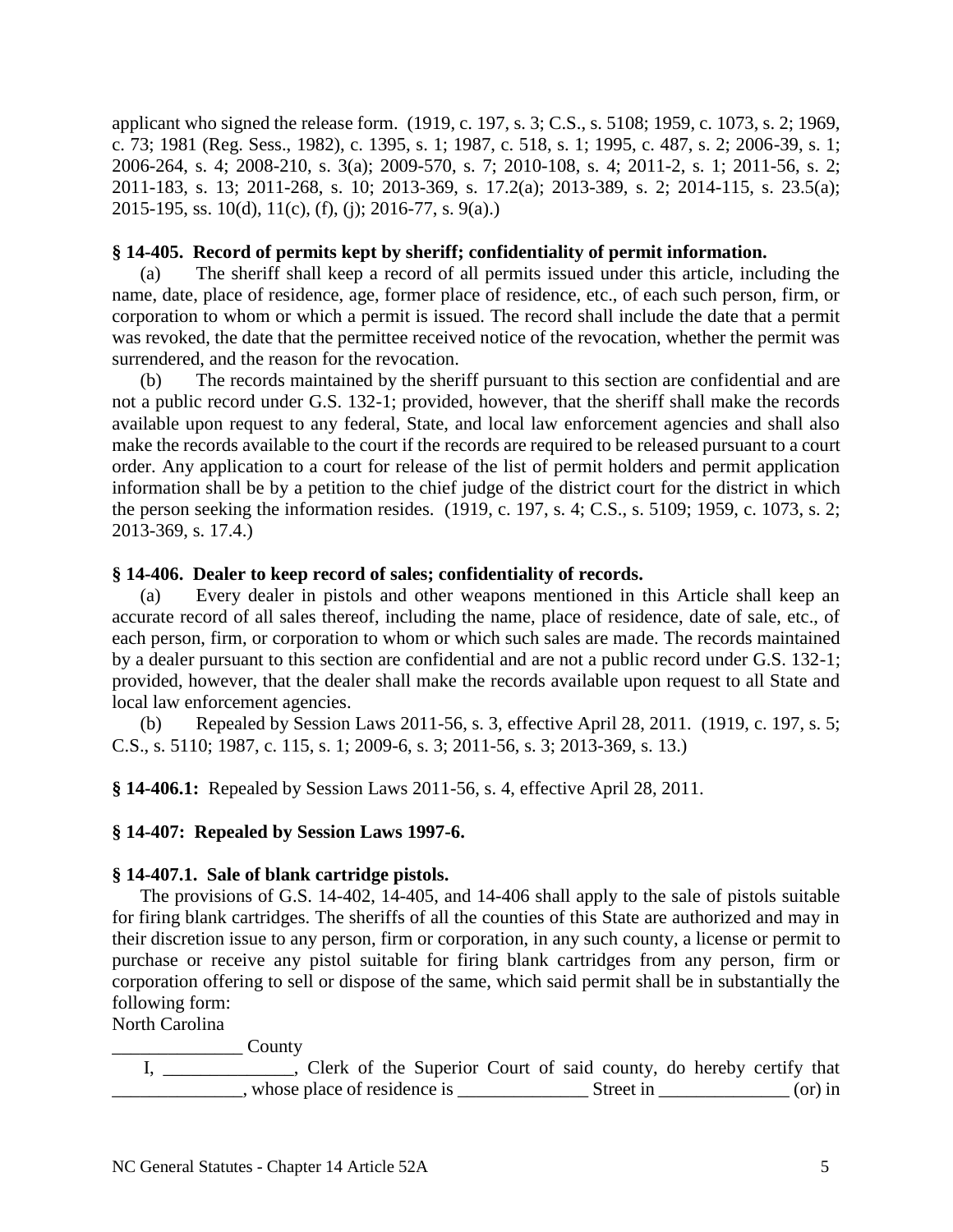applicant who signed the release form. (1919, c. 197, s. 3; C.S., s. 5108; 1959, c. 1073, s. 2; 1969, c. 73; 1981 (Reg. Sess., 1982), c. 1395, s. 1; 1987, c. 518, s. 1; 1995, c. 487, s. 2; 2006-39, s. 1; 2006-264, s. 4; 2008-210, s. 3(a); 2009-570, s. 7; 2010-108, s. 4; 2011-2, s. 1; 2011-56, s. 2; 2011-183, s. 13; 2011-268, s. 10; 2013-369, s. 17.2(a); 2013-389, s. 2; 2014-115, s. 23.5(a); 2015-195, ss. 10(d), 11(c), (f), (j); 2016-77, s. 9(a).)

**§ 14-405. Record of permits kept by sheriff; confidentiality of permit information.**

(a) The sheriff shall keep a record of all permits issued under this article, including the name, date, place of residence, age, former place of residence, etc., of each such person, firm, or corporation to whom or which a permit is issued. The record shall include the date that a permit was revoked, the date that the permittee received notice of the revocation, whether the permit was surrendered, and the reason for the revocation.

(b) The records maintained by the sheriff pursuant to this section are confidential and are not a public record under G.S. 132-1; provided, however, that the sheriff shall make the records available upon request to any federal, State, and local law enforcement agencies and shall also make the records available to the court if the records are required to be released pursuant to a court order. Any application to a court for release of the list of permit holders and permit application information shall be by a petition to the chief judge of the district court for the district in which the person seeking the information resides. (1919, c. 197, s. 4; C.S., s. 5109; 1959, c. 1073, s. 2; 2013-369, s. 17.4.)

**§ 14-406. Dealer to keep record of sales; confidentiality of records.**

(a) Every dealer in pistols and other weapons mentioned in this Article shall keep an accurate record of all sales thereof, including the name, place of residence, date of sale, etc., of each person, firm, or corporation to whom or which such sales are made. The records maintained by a dealer pursuant to this section are confidential and are not a public record under G.S. 132-1; provided, however, that the dealer shall make the records available upon request to all State and local law enforcement agencies.

(b) Repealed by Session Laws 2011-56, s. 3, effective April 28, 2011. (1919, c. 197, s. 5; C.S., s. 5110; 1987, c. 115, s. 1; 2009-6, s. 3; 2011-56, s. 3; 2013-369, s. 13.)

**§ 14-406.1:** Repealed by Session Laws 2011-56, s. 4, effective April 28, 2011.

**§ 14-407: Repealed by Session Laws 1997-6.**

**§ 14-407.1. Sale of blank cartridge pistols.**

The provisions of G.S. 14-402, 14-405, and 14-406 shall apply to the sale of pistols suitable for firing blank cartridges. The sheriffs of all the counties of this State are authorized and may in their discretion issue to any person, firm or corporation, in any such county, a license or permit to purchase or receive any pistol suitable for firing blank cartridges from any person, firm or corporation offering to sell or dispose of the same, which said permit shall be in substantially the following form:

North Carolina

______________ County

I, ______________, Clerk of the Superior Court of said county, do hereby certify that ______________, whose place of residence is ______________ Street in ______________ (or) in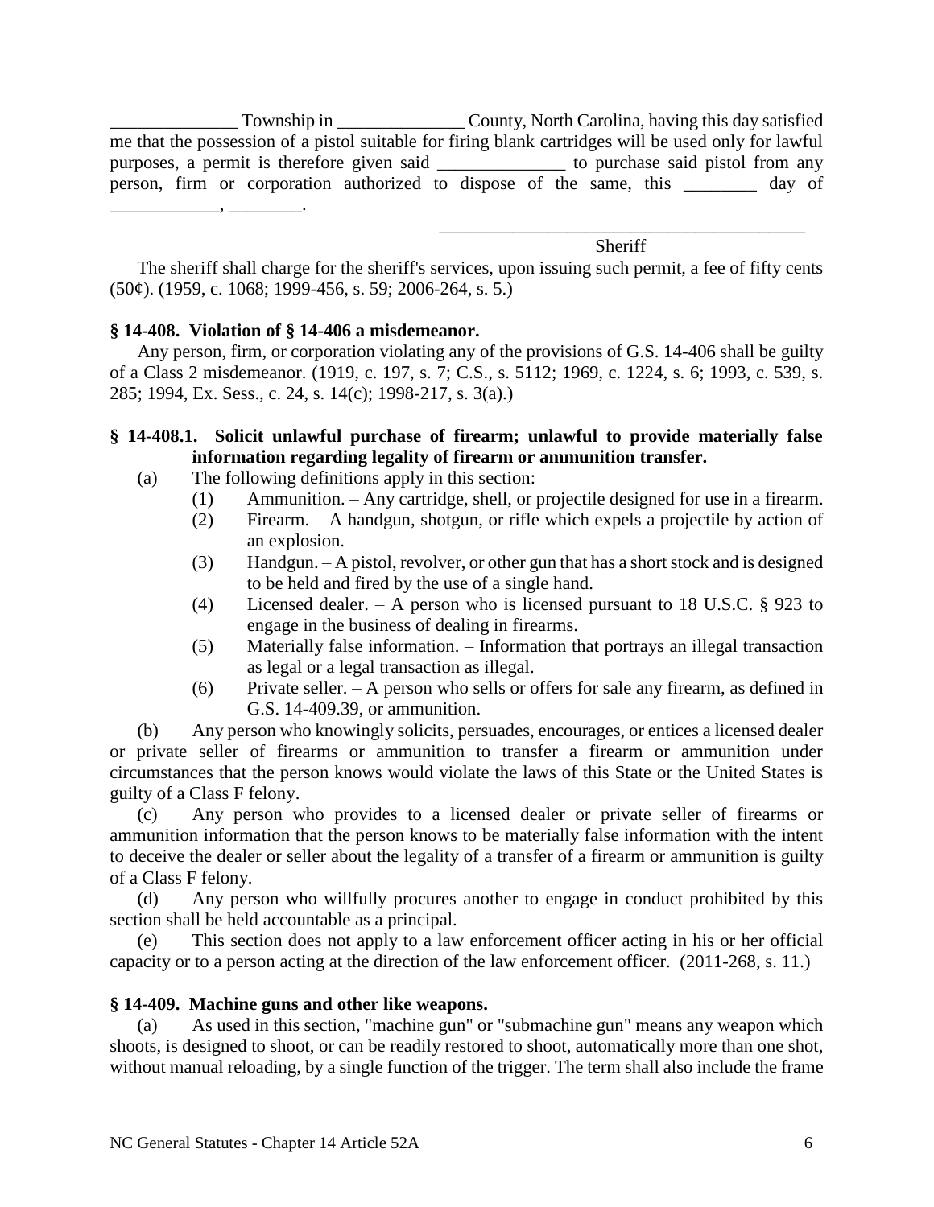______________ Township in ______________ County, North Carolina, having this day satisfied me that the possession of a pistol suitable for firing blank cartridges will be used only for lawful purposes, a permit is therefore given said ______________ to purchase said pistol from any person, firm or corporation authorized to dispose of the same, this ________ day of ____________, ________.

_________________________________________
Sheriff

The sheriff shall charge for the sheriff's services, upon issuing such permit, a fee of fifty cents (50¢). (1959, c. 1068; 1999-456, s. 59; 2006-264, s. 5.)

**§ 14-408. Violation of § 14-406 a misdemeanor.**

Any person, firm, or corporation violating any of the provisions of G.S. 14-406 shall be guilty of a Class 2 misdemeanor. (1919, c. 197, s. 7; C.S., s. 5112; 1969, c. 1224, s. 6; 1993, c. 539, s. 285; 1994, Ex. Sess., c. 24, s. 14(c); 1998-217, s. 3(a).)

**§ 14-408.1. Solicit unlawful purchase of firearm; unlawful to provide materially false information regarding legality of firearm or ammunition transfer.**

(a) The following definitions apply in this section:

(1) Ammunition. – Any cartridge, shell, or projectile designed for use in a firearm.

(2) Firearm. – A handgun, shotgun, or rifle which expels a projectile by action of an explosion.

(3) Handgun. – A pistol, revolver, or other gun that has a short stock and is designed to be held and fired by the use of a single hand.

(4) Licensed dealer. – A person who is licensed pursuant to 18 U.S.C. § 923 to engage in the business of dealing in firearms.

(5) Materially false information. – Information that portrays an illegal transaction as legal or a legal transaction as illegal.

(6) Private seller. – A person who sells or offers for sale any firearm, as defined in G.S. 14-409.39, or ammunition.

(b) Any person who knowingly solicits, persuades, encourages, or entices a licensed dealer or private seller of firearms or ammunition to transfer a firearm or ammunition under circumstances that the person knows would violate the laws of this State or the United States is guilty of a Class F felony.

(c) Any person who provides to a licensed dealer or private seller of firearms or ammunition information that the person knows to be materially false information with the intent to deceive the dealer or seller about the legality of a transfer of a firearm or ammunition is guilty of a Class F felony.

(d) Any person who willfully procures another to engage in conduct prohibited by this section shall be held accountable as a principal.

(e) This section does not apply to a law enforcement officer acting in his or her official capacity or to a person acting at the direction of the law enforcement officer. (2011-268, s. 11.)

**§ 14-409. Machine guns and other like weapons.**

(a) As used in this section, "machine gun" or "submachine gun" means any weapon which shoots, is designed to shoot, or can be readily restored to shoot, automatically more than one shot, without manual reloading, by a single function of the trigger. The term shall also include the frame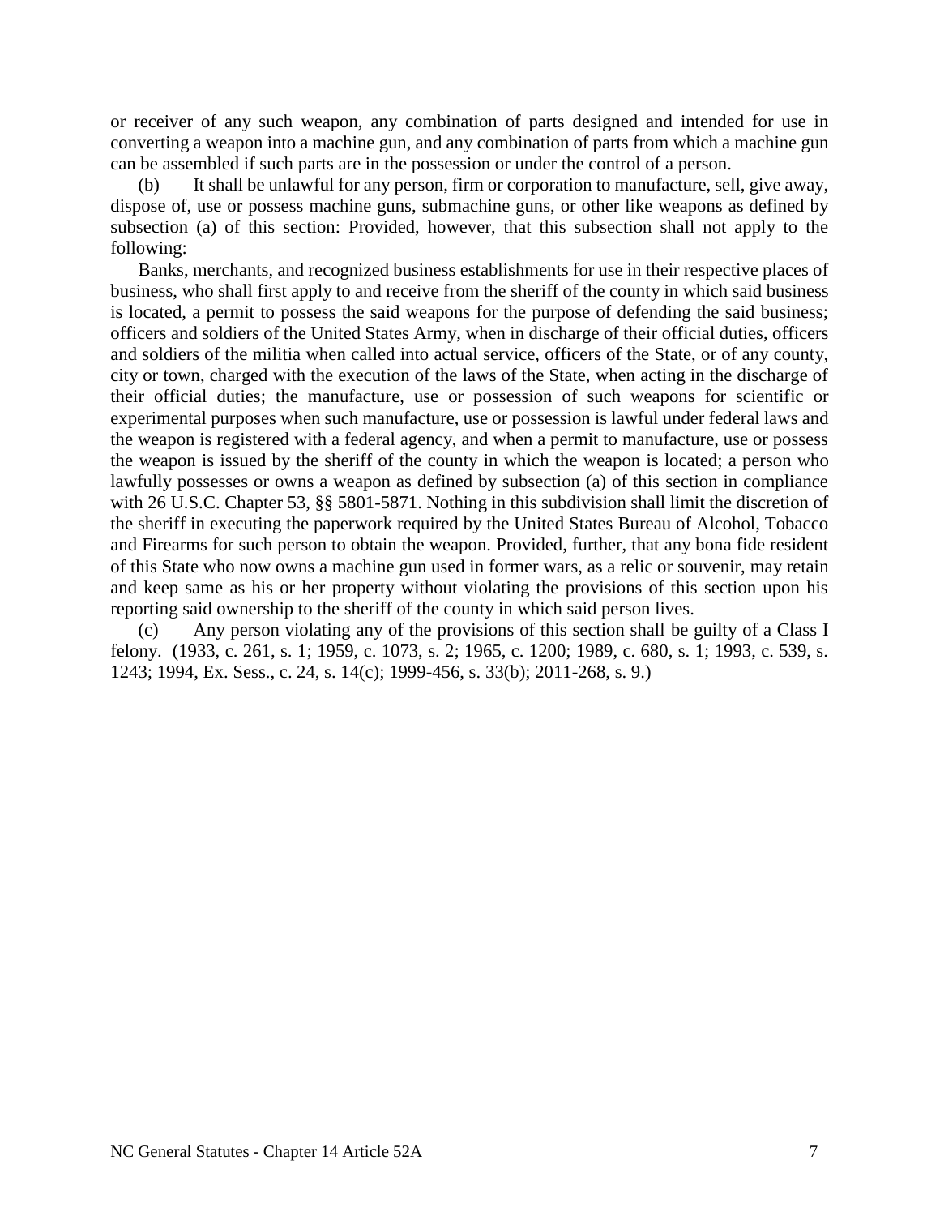or receiver of any such weapon, any combination of parts designed and intended for use in converting a weapon into a machine gun, and any combination of parts from which a machine gun can be assembled if such parts are in the possession or under the control of a person.

(b) It shall be unlawful for any person, firm or corporation to manufacture, sell, give away, dispose of, use or possess machine guns, submachine guns, or other like weapons as defined by subsection (a) of this section: Provided, however, that this subsection shall not apply to the following:

Banks, merchants, and recognized business establishments for use in their respective places of business, who shall first apply to and receive from the sheriff of the county in which said business is located, a permit to possess the said weapons for the purpose of defending the said business; officers and soldiers of the United States Army, when in discharge of their official duties, officers and soldiers of the militia when called into actual service, officers of the State, or of any county, city or town, charged with the execution of the laws of the State, when acting in the discharge of their official duties; the manufacture, use or possession of such weapons for scientific or experimental purposes when such manufacture, use or possession is lawful under federal laws and the weapon is registered with a federal agency, and when a permit to manufacture, use or possess the weapon is issued by the sheriff of the county in which the weapon is located; a person who lawfully possesses or owns a weapon as defined by subsection (a) of this section in compliance with 26 U.S.C. Chapter 53, §§ 5801-5871. Nothing in this subdivision shall limit the discretion of the sheriff in executing the paperwork required by the United States Bureau of Alcohol, Tobacco and Firearms for such person to obtain the weapon. Provided, further, that any bona fide resident of this State who now owns a machine gun used in former wars, as a relic or souvenir, may retain and keep same as his or her property without violating the provisions of this section upon his reporting said ownership to the sheriff of the county in which said person lives.

(c) Any person violating any of the provisions of this section shall be guilty of a Class I felony. (1933, c. 261, s. 1; 1959, c. 1073, s. 2; 1965, c. 1200; 1989, c. 680, s. 1; 1993, c. 539, s. 1243; 1994, Ex. Sess., c. 24, s. 14(c); 1999-456, s. 33(b); 2011-268, s. 9.)